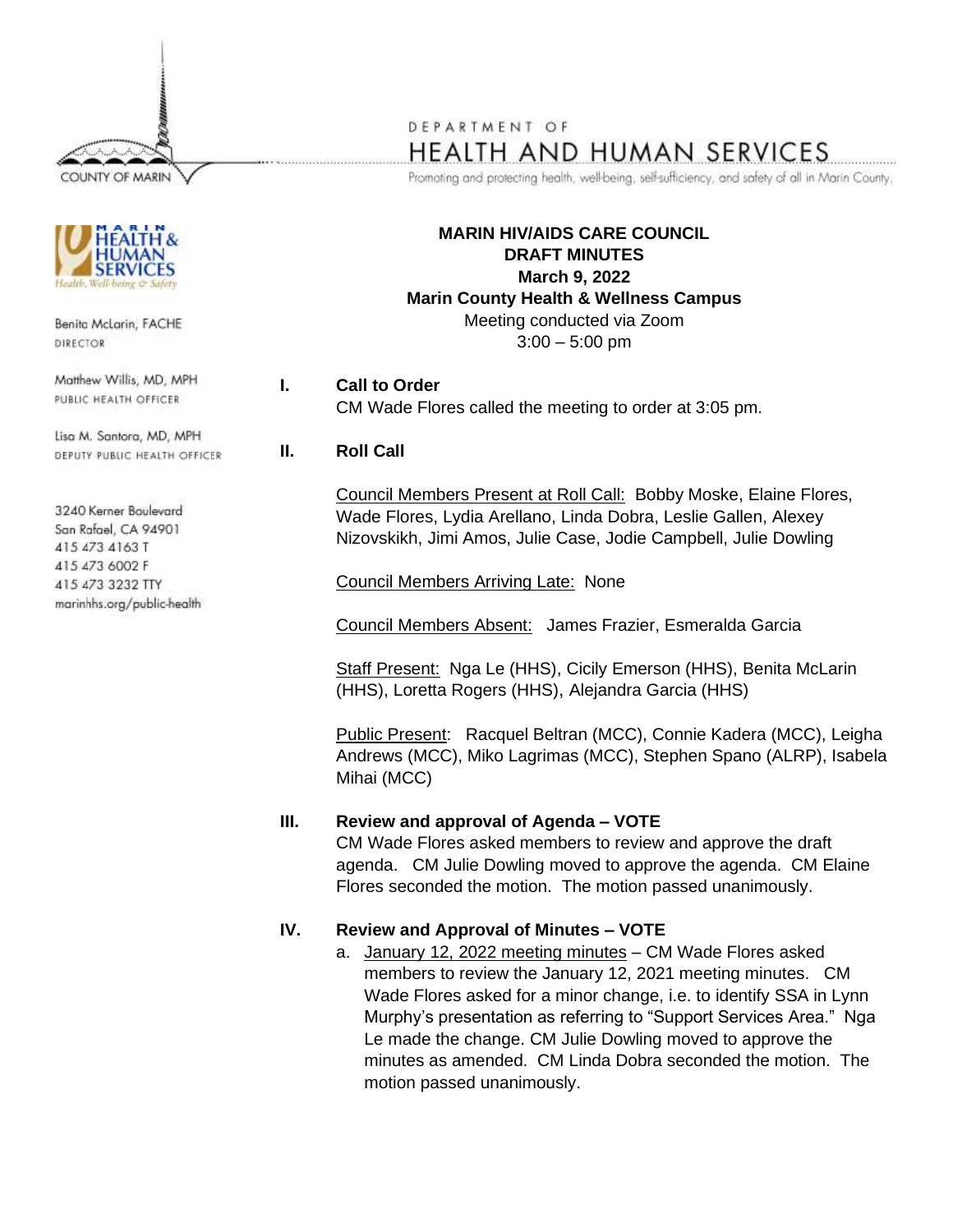DEPARTMENT OF
HEALTH AND HUMAN SERVICES

Promoting and protecting health, well-being, self-sufficiency, and safety of all in Marin County.

COUNTY OF MARIN

MARIN HEALTH & HUMAN SERVICES
Health, Well-being & Safety

Benita McLarin, FACHE
DIRECTOR

Matthew Willis, MD, MPH
PUBLIC HEALTH OFFICER

Lisa M. Santora, MD, MPH
DEPUTY PUBLIC HEALTH OFFICER

3240 Kerner Boulevard
San Rafael, CA 94901
415 473 4163 T
415 473 6002 F
415 473 3232 TTY
marinhhs.org/public-health

**MARIN HIV/AIDS CARE COUNCIL**
**DRAFT MINUTES**
**March 9, 2022**
**Marin County Health & Wellness Campus**
Meeting conducted via Zoom
3:00 – 5:00 pm

## I. Call to Order

CM Wade Flores called the meeting to order at 3:05 pm.

## II. Roll Call

Council Members Present at Roll Call: Bobby Moske, Elaine Flores, Wade Flores, Lydia Arellano, Linda Dobra, Leslie Gallen, Alexey Nizovskikh, Jimi Amos, Julie Case, Jodie Campbell, Julie Dowling

Council Members Arriving Late: None

Council Members Absent: James Frazier, Esmeralda Garcia

Staff Present: Nga Le (HHS), Cicily Emerson (HHS), Benita McLarin (HHS), Loretta Rogers (HHS), Alejandra Garcia (HHS)

Public Present: Racquel Beltran (MCC), Connie Kadera (MCC), Leigha Andrews (MCC), Miko Lagrimas (MCC), Stephen Spano (ALRP), Isabela Mihai (MCC)

## III. Review and approval of Agenda – VOTE

CM Wade Flores asked members to review and approve the draft agenda. CM Julie Dowling moved to approve the agenda. CM Elaine Flores seconded the motion. The motion passed unanimously.

## IV. Review and Approval of Minutes – VOTE

a. January 12, 2022 meeting minutes – CM Wade Flores asked members to review the January 12, 2021 meeting minutes. CM Wade Flores asked for a minor change, i.e. to identify SSA in Lynn Murphy's presentation as referring to "Support Services Area." Nga Le made the change. CM Julie Dowling moved to approve the minutes as amended. CM Linda Dobra seconded the motion. The motion passed unanimously.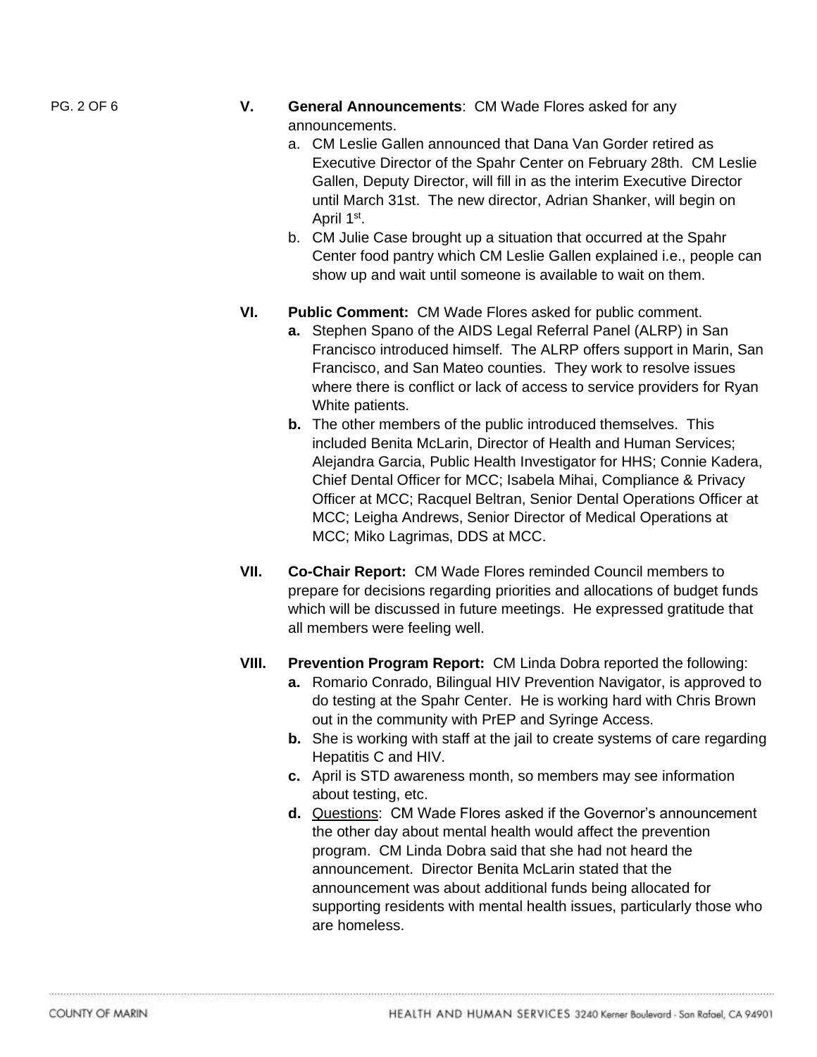**V. General Announcements**: CM Wade Flores asked for any announcements.

a. CM Leslie Gallen announced that Dana Van Gorder retired as Executive Director of the Spahr Center on February 28th. CM Leslie Gallen, Deputy Director, will fill in as the interim Executive Director until March 31st. The new director, Adrian Shanker, will begin on April 1st.
b. CM Julie Case brought up a situation that occurred at the Spahr Center food pantry which CM Leslie Gallen explained i.e., people can show up and wait until someone is available to wait on them.

**VI. Public Comment:** CM Wade Flores asked for public comment.

**a.** Stephen Spano of the AIDS Legal Referral Panel (ALRP) in San Francisco introduced himself. The ALRP offers support in Marin, San Francisco, and San Mateo counties. They work to resolve issues where there is conflict or lack of access to service providers for Ryan White patients.
**b.** The other members of the public introduced themselves. This included Benita McLarin, Director of Health and Human Services; Alejandra Garcia, Public Health Investigator for HHS; Connie Kadera, Chief Dental Officer for MCC; Isabela Mihai, Compliance & Privacy Officer at MCC; Racquel Beltran, Senior Dental Operations Officer at MCC; Leigha Andrews, Senior Director of Medical Operations at MCC; Miko Lagrimas, DDS at MCC.

**VII. Co-Chair Report:** CM Wade Flores reminded Council members to prepare for decisions regarding priorities and allocations of budget funds which will be discussed in future meetings. He expressed gratitude that all members were feeling well.

**VIII. Prevention Program Report:** CM Linda Dobra reported the following:

**a.** Romario Conrado, Bilingual HIV Prevention Navigator, is approved to do testing at the Spahr Center. He is working hard with Chris Brown out in the community with PrEP and Syringe Access.
**b.** She is working with staff at the jail to create systems of care regarding Hepatitis C and HIV.
**c.** April is STD awareness month, so members may see information about testing, etc.
**d.** Questions: CM Wade Flores asked if the Governor's announcement the other day about mental health would affect the prevention program. CM Linda Dobra said that she had not heard the announcement. Director Benita McLarin stated that the announcement was about additional funds being allocated for supporting residents with mental health issues, particularly those who are homeless.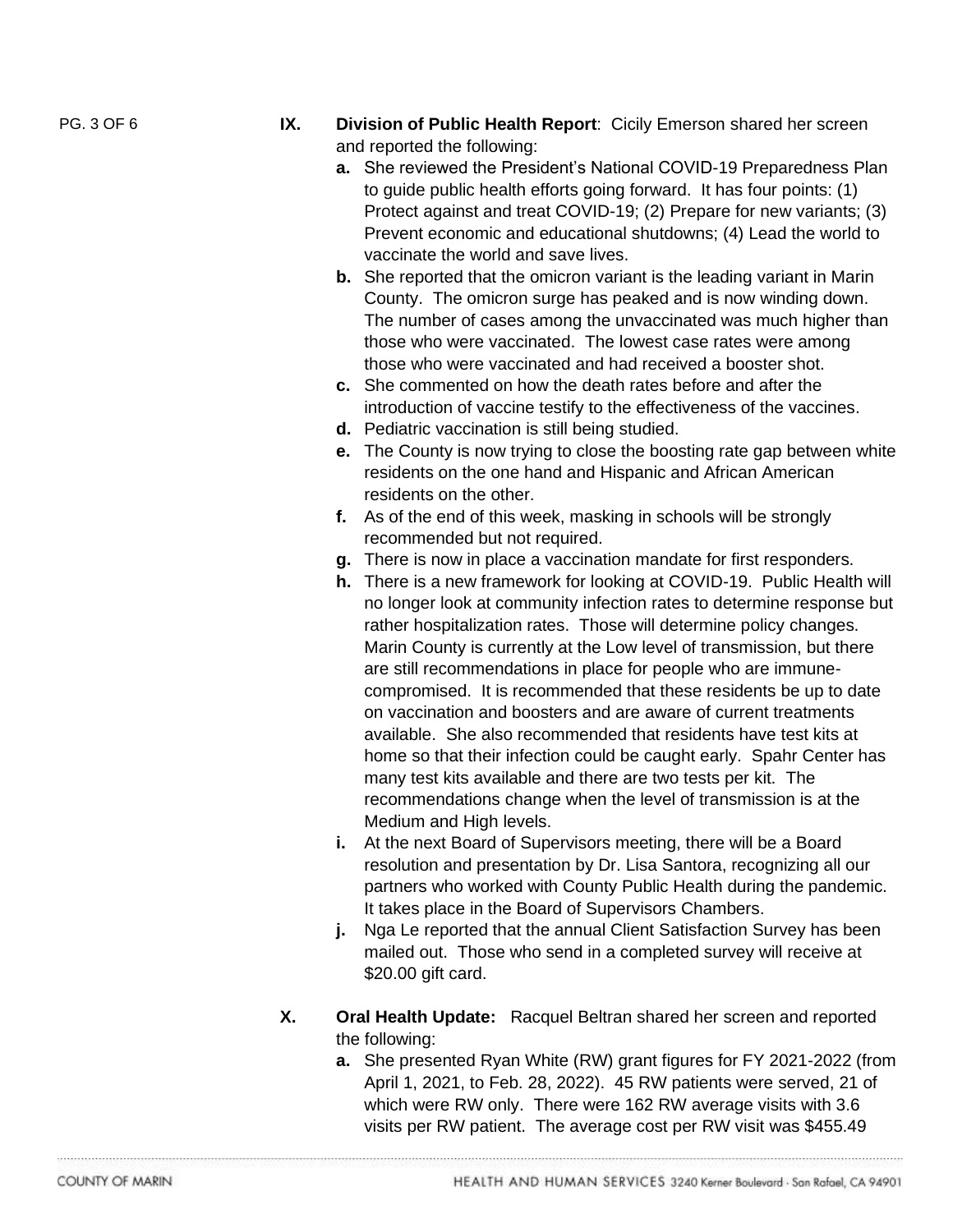**IX.** **Division of Public Health Report**: Cicily Emerson shared her screen and reported the following:

- **a.** She reviewed the President's National COVID-19 Preparedness Plan to guide public health efforts going forward. It has four points: (1) Protect against and treat COVID-19; (2) Prepare for new variants; (3) Prevent economic and educational shutdowns; (4) Lead the world to vaccinate the world and save lives.
- **b.** She reported that the omicron variant is the leading variant in Marin County. The omicron surge has peaked and is now winding down. The number of cases among the unvaccinated was much higher than those who were vaccinated. The lowest case rates were among those who were vaccinated and had received a booster shot.
- **c.** She commented on how the death rates before and after the introduction of vaccine testify to the effectiveness of the vaccines.
- **d.** Pediatric vaccination is still being studied.
- **e.** The County is now trying to close the boosting rate gap between white residents on the one hand and Hispanic and African American residents on the other.
- **f.** As of the end of this week, masking in schools will be strongly recommended but not required.
- **g.** There is now in place a vaccination mandate for first responders.
- **h.** There is a new framework for looking at COVID-19. Public Health will no longer look at community infection rates to determine response but rather hospitalization rates. Those will determine policy changes. Marin County is currently at the Low level of transmission, but there are still recommendations in place for people who are immune-compromised. It is recommended that these residents be up to date on vaccination and boosters and are aware of current treatments available. She also recommended that residents have test kits at home so that their infection could be caught early. Spahr Center has many test kits available and there are two tests per kit. The recommendations change when the level of transmission is at the Medium and High levels.
- **i.** At the next Board of Supervisors meeting, there will be a Board resolution and presentation by Dr. Lisa Santora, recognizing all our partners who worked with County Public Health during the pandemic. It takes place in the Board of Supervisors Chambers.
- **j.** Nga Le reported that the annual Client Satisfaction Survey has been mailed out. Those who send in a completed survey will receive at $20.00 gift card.

**X.** **Oral Health Update:** Racquel Beltran shared her screen and reported the following:

- **a.** She presented Ryan White (RW) grant figures for FY 2021-2022 (from April 1, 2021, to Feb. 28, 2022). 45 RW patients were served, 21 of which were RW only. There were 162 RW average visits with 3.6 visits per RW patient. The average cost per RW visit was $455.49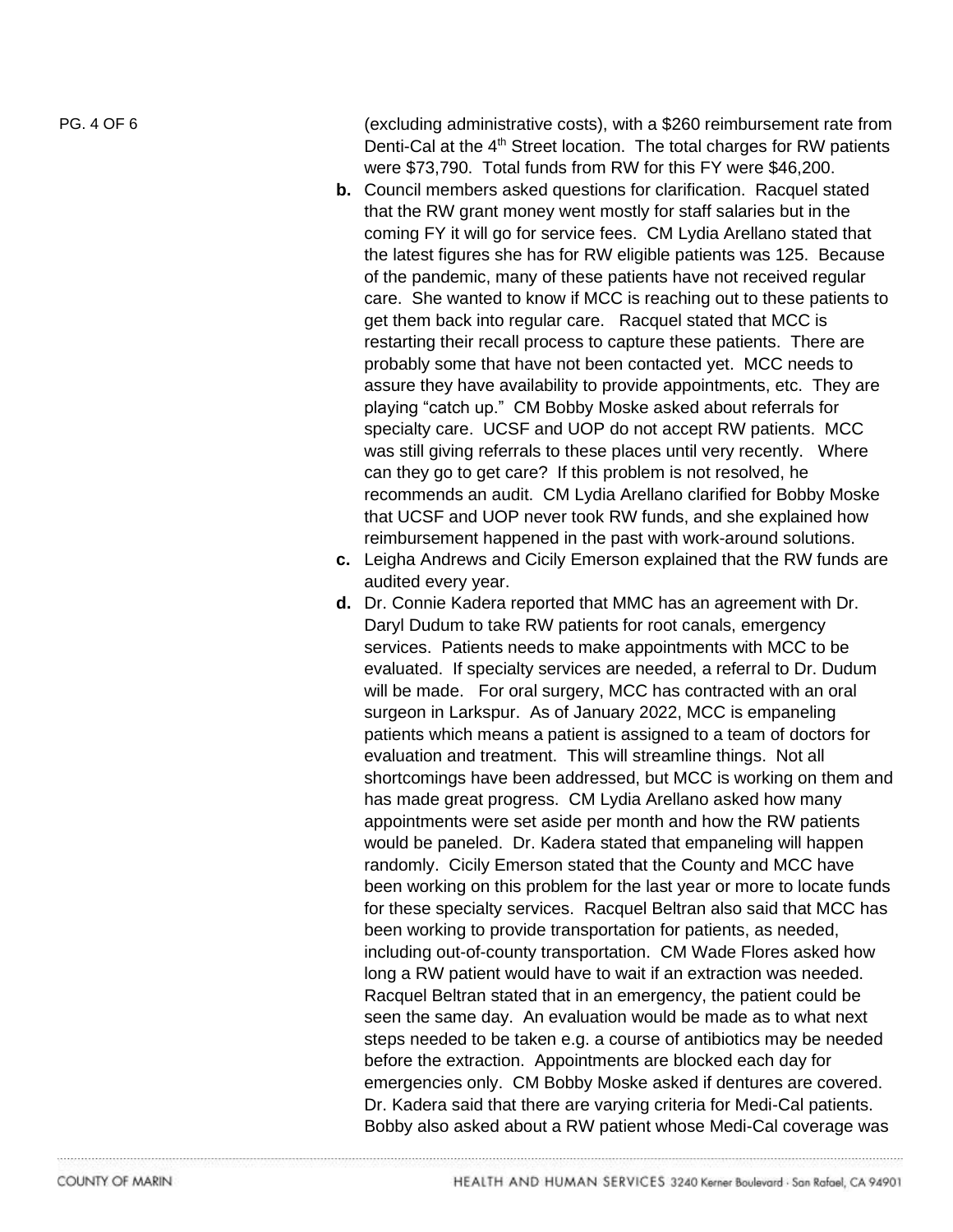(excluding administrative costs), with a $260 reimbursement rate from Denti-Cal at the 4th Street location. The total charges for RW patients were $73,790. Total funds from RW for this FY were $46,200.

**b.** Council members asked questions for clarification. Racquel stated that the RW grant money went mostly for staff salaries but in the coming FY it will go for service fees. CM Lydia Arellano stated that the latest figures she has for RW eligible patients was 125. Because of the pandemic, many of these patients have not received regular care. She wanted to know if MCC is reaching out to these patients to get them back into regular care. Racquel stated that MCC is restarting their recall process to capture these patients. There are probably some that have not been contacted yet. MCC needs to assure they have availability to provide appointments, etc. They are playing "catch up." CM Bobby Moske asked about referrals for specialty care. UCSF and UOP do not accept RW patients. MCC was still giving referrals to these places until very recently. Where can they go to get care? If this problem is not resolved, he recommends an audit. CM Lydia Arellano clarified for Bobby Moske that UCSF and UOP never took RW funds, and she explained how reimbursement happened in the past with work-around solutions.

**c.** Leigha Andrews and Cicily Emerson explained that the RW funds are audited every year.

**d.** Dr. Connie Kadera reported that MMC has an agreement with Dr. Daryl Dudum to take RW patients for root canals, emergency services. Patients needs to make appointments with MCC to be evaluated. If specialty services are needed, a referral to Dr. Dudum will be made. For oral surgery, MCC has contracted with an oral surgeon in Larkspur. As of January 2022, MCC is empaneling patients which means a patient is assigned to a team of doctors for evaluation and treatment. This will streamline things. Not all shortcomings have been addressed, but MCC is working on them and has made great progress. CM Lydia Arellano asked how many appointments were set aside per month and how the RW patients would be paneled. Dr. Kadera stated that empaneling will happen randomly. Cicily Emerson stated that the County and MCC have been working on this problem for the last year or more to locate funds for these specialty services. Racquel Beltran also said that MCC has been working to provide transportation for patients, as needed, including out-of-county transportation. CM Wade Flores asked how long a RW patient would have to wait if an extraction was needed. Racquel Beltran stated that in an emergency, the patient could be seen the same day. An evaluation would be made as to what next steps needed to be taken e.g. a course of antibiotics may be needed before the extraction. Appointments are blocked each day for emergencies only. CM Bobby Moske asked if dentures are covered. Dr. Kadera said that there are varying criteria for Medi-Cal patients. Bobby also asked about a RW patient whose Medi-Cal coverage was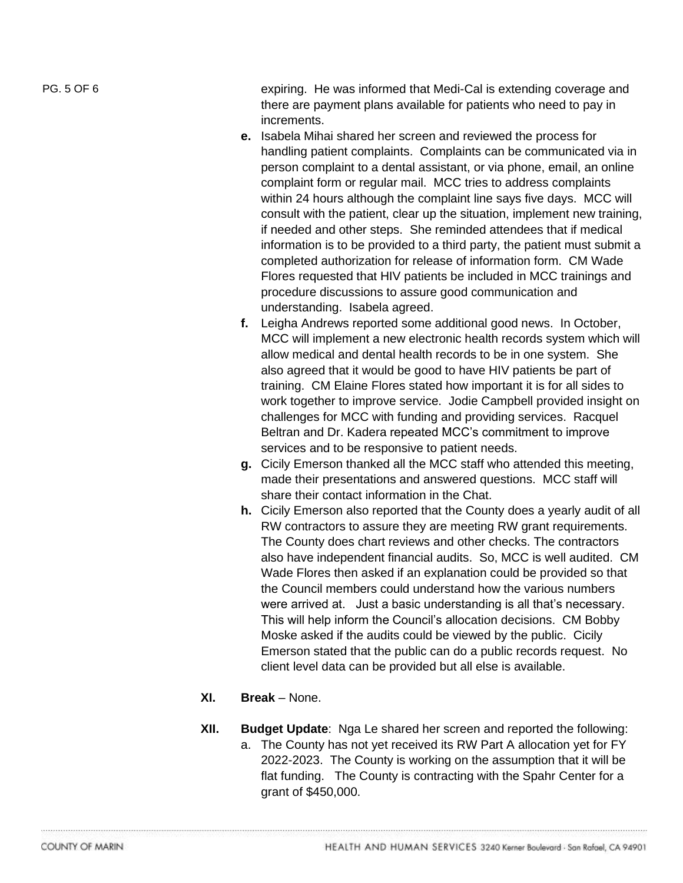expiring. He was informed that Medi-Cal is extending coverage and there are payment plans available for patients who need to pay in increments.

**e.** Isabela Mihai shared her screen and reviewed the process for handling patient complaints. Complaints can be communicated via in person complaint to a dental assistant, or via phone, email, an online complaint form or regular mail. MCC tries to address complaints within 24 hours although the complaint line says five days. MCC will consult with the patient, clear up the situation, implement new training, if needed and other steps. She reminded attendees that if medical information is to be provided to a third party, the patient must submit a completed authorization for release of information form. CM Wade Flores requested that HIV patients be included in MCC trainings and procedure discussions to assure good communication and understanding. Isabela agreed.

**f.** Leigha Andrews reported some additional good news. In October, MCC will implement a new electronic health records system which will allow medical and dental health records to be in one system. She also agreed that it would be good to have HIV patients be part of training. CM Elaine Flores stated how important it is for all sides to work together to improve service. Jodie Campbell provided insight on challenges for MCC with funding and providing services. Racquel Beltran and Dr. Kadera repeated MCC's commitment to improve services and to be responsive to patient needs.

**g.** Cicily Emerson thanked all the MCC staff who attended this meeting, made their presentations and answered questions. MCC staff will share their contact information in the Chat.

**h.** Cicily Emerson also reported that the County does a yearly audit of all RW contractors to assure they are meeting RW grant requirements. The County does chart reviews and other checks. The contractors also have independent financial audits. So, MCC is well audited. CM Wade Flores then asked if an explanation could be provided so that the Council members could understand how the various numbers were arrived at. Just a basic understanding is all that's necessary. This will help inform the Council's allocation decisions. CM Bobby Moske asked if the audits could be viewed by the public. Cicily Emerson stated that the public can do a public records request. No client level data can be provided but all else is available.

**XI.** **Break** – None.

**XII.** **Budget Update**: Nga Le shared her screen and reported the following:

a. The County has not yet received its RW Part A allocation yet for FY 2022-2023. The County is working on the assumption that it will be flat funding. The County is contracting with the Spahr Center for a grant of $450,000.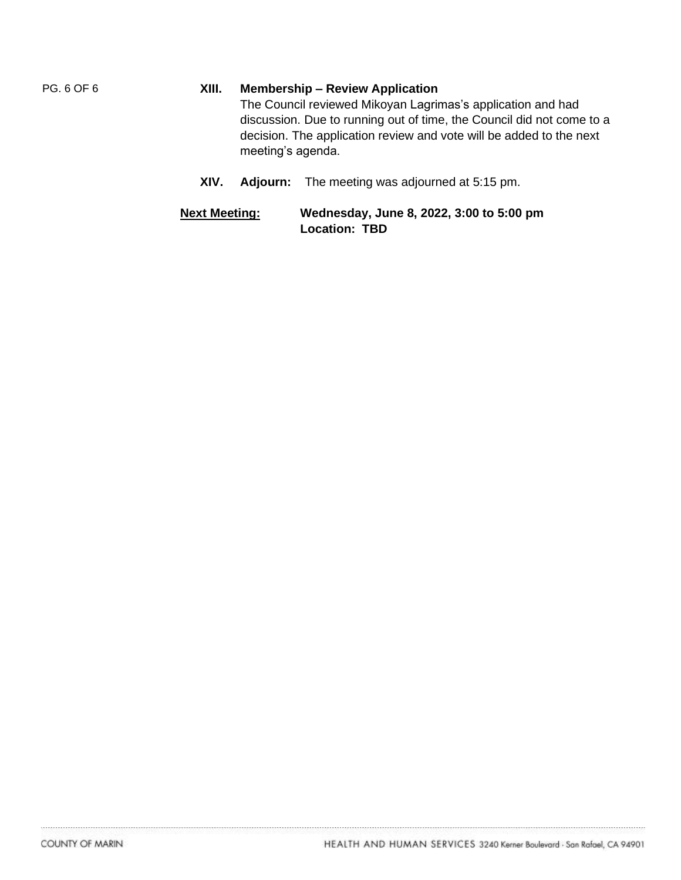**XIII. Membership – Review Application**

The Council reviewed Mikoyan Lagrimas's application and had discussion. Due to running out of time, the Council did not come to a decision. The application review and vote will be added to the next meeting's agenda.

**XIV. Adjourn:** The meeting was adjourned at 5:15 pm.

**Next Meeting:** **Wednesday, June 8, 2022, 3:00 to 5:00 pm**
**Location: TBD**